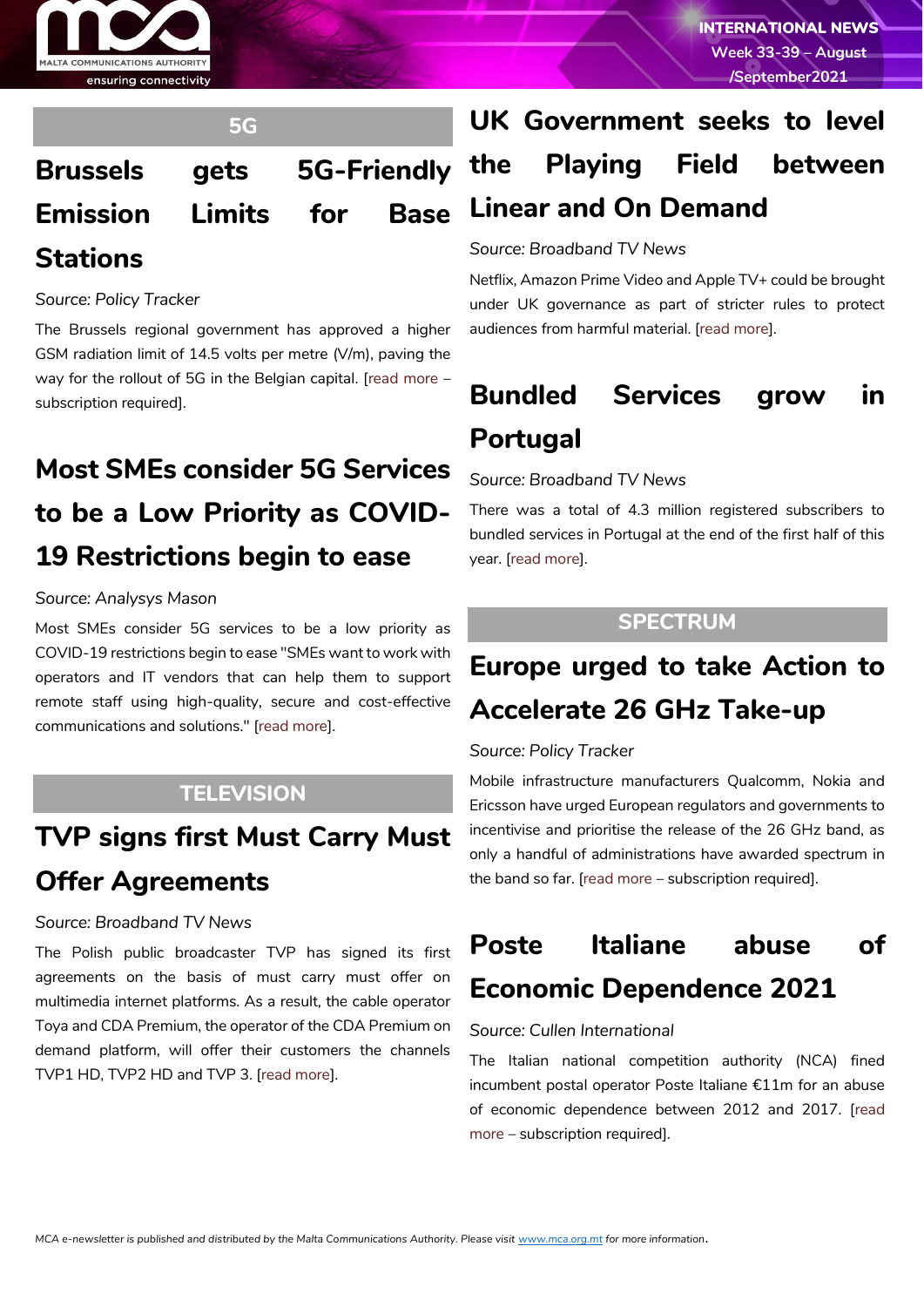INTERNATIONAL NEWS
Week 33-39 – August /September2021

## 5G

### Brussels gets 5G-Friendly Emission Limits for Base Stations

*Source: Policy Tracker*

The Brussels regional government has approved a higher GSM radiation limit of 14.5 volts per metre (V/m), paving the way for the rollout of 5G in the Belgian capital. [read more – subscription required].

### Most SMEs consider 5G Services to be a Low Priority as COVID-19 Restrictions begin to ease

*Source: Analysys Mason*

Most SMEs consider 5G services to be a low priority as COVID-19 restrictions begin to ease "SMEs want to work with operators and IT vendors that can help them to support remote staff using high-quality, secure and cost-effective communications and solutions." [read more].

## TELEVISION

### TVP signs first Must Carry Must Offer Agreements

*Source: Broadband TV News*

The Polish public broadcaster TVP has signed its first agreements on the basis of must carry must offer on multimedia internet platforms. As a result, the cable operator Toya and CDA Premium, the operator of the CDA Premium on demand platform, will offer their customers the channels TVP1 HD, TVP2 HD and TVP 3. [read more].

### UK Government seeks to level the Playing Field between Linear and On Demand

*Source: Broadband TV News*

Netflix, Amazon Prime Video and Apple TV+ could be brought under UK governance as part of stricter rules to protect audiences from harmful material. [read more].

### Bundled Services grow in Portugal

*Source: Broadband TV News*

There was a total of 4.3 million registered subscribers to bundled services in Portugal at the end of the first half of this year. [read more].

## SPECTRUM

### Europe urged to take Action to Accelerate 26 GHz Take-up

*Source: Policy Tracker*

Mobile infrastructure manufacturers Qualcomm, Nokia and Ericsson have urged European regulators and governments to incentivise and prioritise the release of the 26 GHz band, as only a handful of administrations have awarded spectrum in the band so far. [read more – subscription required].

### Poste Italiane abuse of Economic Dependence 2021

*Source: Cullen International*

The Italian national competition authority (NCA) fined incumbent postal operator Poste Italiane €11m for an abuse of economic dependence between 2012 and 2017. [read more – subscription required].

*MCA e-newsletter is published and distributed by the Malta Communications Authority. Please visit www.mca.org.mt for more information.*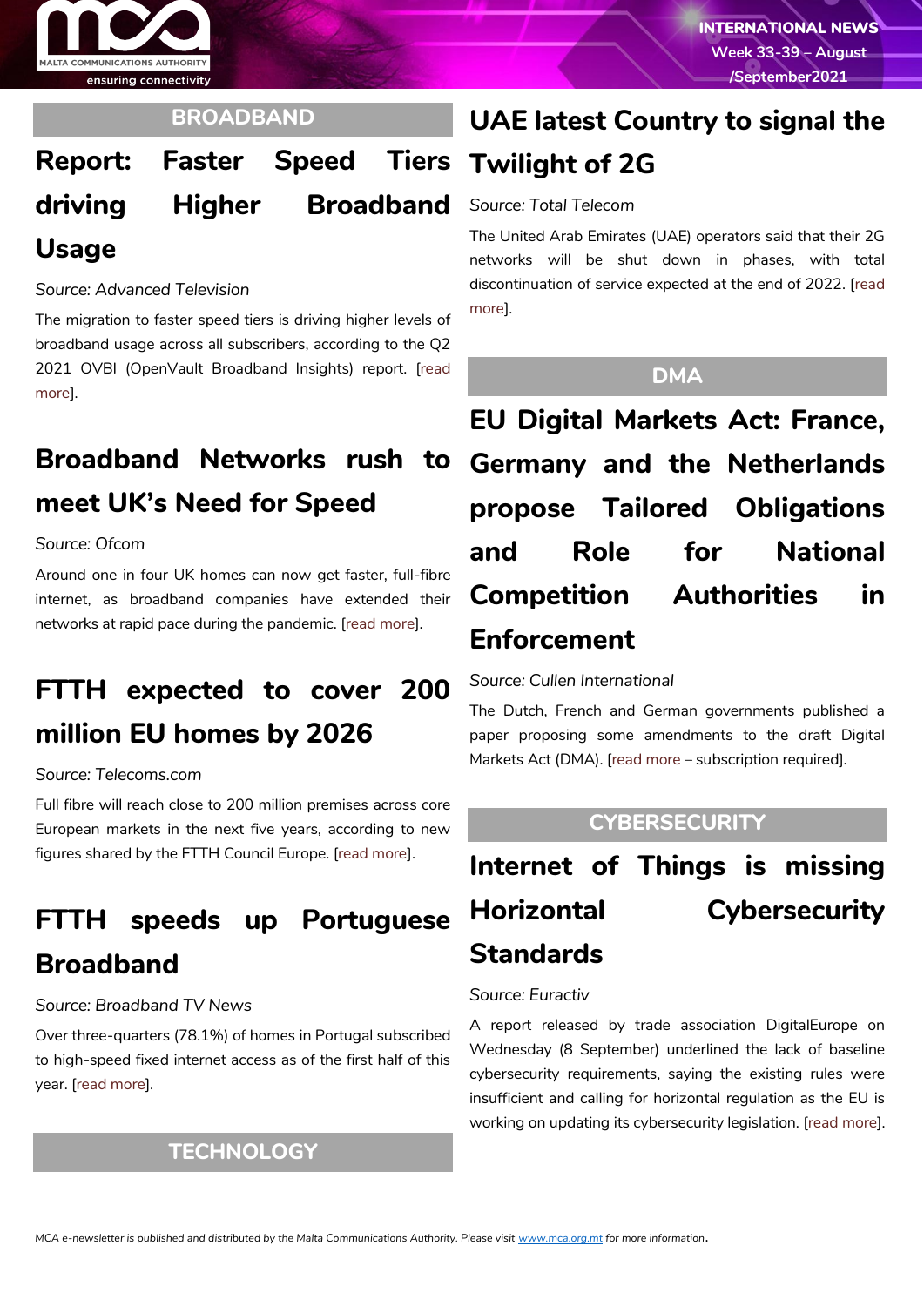## BROADBAND

### Report: Faster Speed Tiers driving Higher Broadband Usage

*Source: Advanced Television*

The migration to faster speed tiers is driving higher levels of broadband usage across all subscribers, according to the Q2 2021 OVBI (OpenVault Broadband Insights) report. [read more].

### Broadband Networks rush to meet UK's Need for Speed

*Source: Ofcom*

Around one in four UK homes can now get faster, full-fibre internet, as broadband companies have extended their networks at rapid pace during the pandemic. [read more].

### FTTH expected to cover 200 million EU homes by 2026

*Source: Telecoms.com*

Full fibre will reach close to 200 million premises across core European markets in the next five years, according to new figures shared by the FTTH Council Europe. [read more].

### FTTH speeds up Portuguese Broadband

*Source: Broadband TV News*

Over three-quarters (78.1%) of homes in Portugal subscribed to high-speed fixed internet access as of the first half of this year. [read more].

## TECHNOLOGY

### UAE latest Country to signal the Twilight of 2G

*Source: Total Telecom*

The United Arab Emirates (UAE) operators said that their 2G networks will be shut down in phases, with total discontinuation of service expected at the end of 2022. [read more].

## DMA

### EU Digital Markets Act: France, Germany and the Netherlands propose Tailored Obligations and Role for National Competition Authorities in Enforcement

*Source: Cullen International*

The Dutch, French and German governments published a paper proposing some amendments to the draft Digital Markets Act (DMA). [read more – subscription required].

## CYBERSECURITY

### Internet of Things is missing Horizontal Cybersecurity Standards

*Source: Euractiv*

A report released by trade association DigitalEurope on Wednesday (8 September) underlined the lack of baseline cybersecurity requirements, saying the existing rules were insufficient and calling for horizontal regulation as the EU is working on updating its cybersecurity legislation. [read more].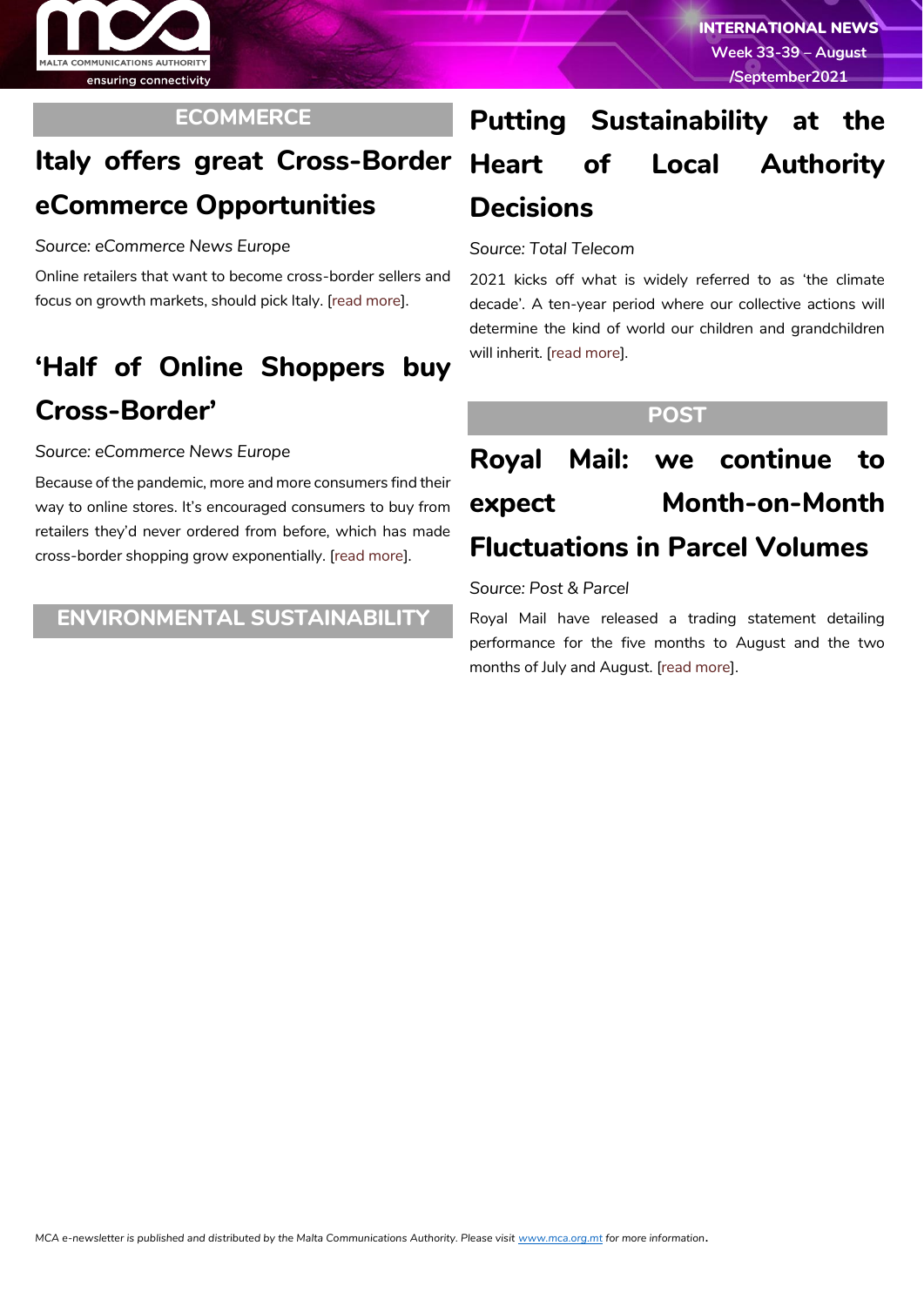## ECOMMERCE

# Italy offers great Cross-Border eCommerce Opportunities

*Source: eCommerce News Europe*

Online retailers that want to become cross-border sellers and focus on growth markets, should pick Italy. [read more].

# 'Half of Online Shoppers buy Cross-Border'

*Source: eCommerce News Europe*

Because of the pandemic, more and more consumers find their way to online stores. It's encouraged consumers to buy from retailers they'd never ordered from before, which has made cross-border shopping grow exponentially. [read more].

## ENVIRONMENTAL SUSTAINABILITY

# Putting Sustainability at the Heart of Local Authority Decisions

*Source: Total Telecom*

2021 kicks off what is widely referred to as 'the climate decade'. A ten-year period where our collective actions will determine the kind of world our children and grandchildren will inherit. [read more].

## POST

# Royal Mail: we continue to expect Month-on-Month Fluctuations in Parcel Volumes

*Source: Post & Parcel*

Royal Mail have released a trading statement detailing performance for the five months to August and the two months of July and August. [read more].